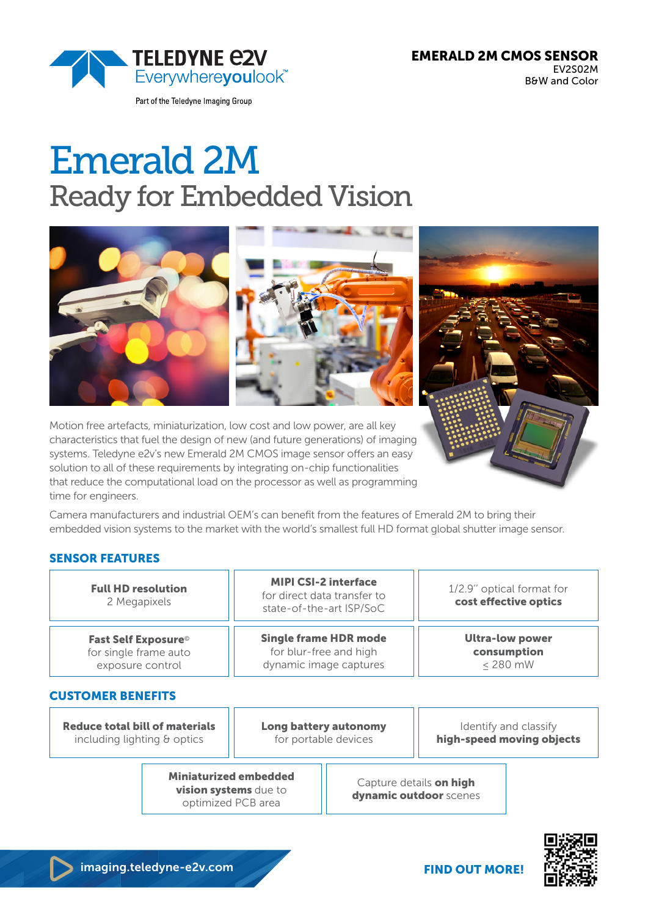TELEDYNE e2V
Everywhereyoulook™

Part of the Teledyne Imaging Group

**EMERALD 2M CMOS SENSOR**
EV2S02M
B&W and Color

# Emerald 2M

## Ready for Embedded Vision

Motion free artefacts, miniaturization, low cost and low power, are all key characteristics that fuel the design of new (and future generations) of imaging systems. Teledyne e2v's new Emerald 2M CMOS image sensor offers an easy solution to all of these requirements by integrating on-chip functionalities that reduce the computational load on the processor as well as programming time for engineers.

Camera manufacturers and industrial OEM's can benefit from the features of Emerald 2M to bring their embedded vision systems to the market with the world's smallest full HD format global shutter image sensor.

### SENSOR FEATURES

- **Full HD resolution** 2 Megapixels
- **MIPI CSI-2 interface** for direct data transfer to state-of-the-art ISP/SoC
- 1/2.9" optical format for **cost effective optics**
- **Fast Self Exposure©** for single frame auto exposure control
- **Single frame HDR mode** for blur-free and high dynamic image captures
- **Ultra-low power consumption** ≤ 280 mW

### CUSTOMER BENEFITS

- **Reduce total bill of materials** including lighting & optics
- **Long battery autonomy** for portable devices
- Identify and classify **high-speed moving objects**
- **Miniaturized embedded vision systems** due to optimized PCB area
- Capture details **on high dynamic outdoor** scenes

imaging.teledyne-e2v.com

**FIND OUT MORE!**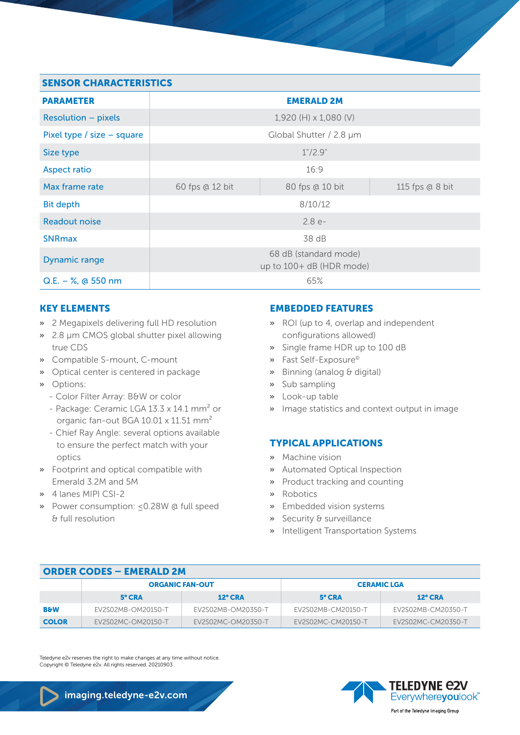## SENSOR CHARACTERISTICS

| PARAMETER | EMERALD 2M | | |
|---|---|---|---|
| Resolution – pixels | 1,920 (H) x 1,080 (V) | | |
| Pixel type / size – square | Global Shutter / 2.8 µm | | |
| Size type | 1"/2.9" | | |
| Aspect ratio | 16:9 | | |
| Max frame rate | 60 fps @ 12 bit | 80 fps @ 10 bit | 115 fps @ 8 bit |
| Bit depth | 8/10/12 | | |
| Readout noise | 2.8 e- | | |
| SNRmax | 38 dB | | |
| Dynamic range | 68 dB (standard mode) up to 100+ dB (HDR mode) | | |
| Q.E. – %, @ 550 nm | 65% | | |

## KEY ELEMENTS

- 2 Megapixels delivering full HD resolution
- 2.8 µm CMOS global shutter pixel allowing true CDS
- Compatible S-mount, C-mount
- Optical center is centered in package
- Options:
  - Color Filter Array: B&W or color
  - Package: Ceramic LGA 13.3 x 14.1 mm² or organic fan-out BGA 10.01 x 11.51 mm²
  - Chief Ray Angle: several options available to ensure the perfect match with your optics
- Footprint and optical compatible with Emerald 3.2M and 5M
- 4 lanes MIPI CSI-2
- Power consumption: ≤0.28W @ full speed & full resolution

## EMBEDDED FEATURES

- ROI (up to 4, overlap and independent configurations allowed)
- Single frame HDR up to 100 dB
- Fast Self-Exposure©
- Binning (analog & digital)
- Sub sampling
- Look-up table
- Image statistics and context output in image

## TYPICAL APPLICATIONS

- Machine vision
- Automated Optical Inspection
- Product tracking and counting
- Robotics
- Embedded vision systems
- Security & surveillance
- Intelligent Transportation Systems

## ORDER CODES – EMERALD 2M

| | ORGANIC FAN-OUT | | CERAMIC LGA | |
|---|---|---|---|---|
| | 5° CRA | 12° CRA | 5° CRA | 12° CRA |
| B&W | EV2S02MB-OM20150-T | EV2S02MB-OM20350-T | EV2S02MB-CM20150-T | EV2S02MB-CM20350-T |
| COLOR | EV2S02MC-OM20150-T | EV2S02MC-OM20350-T | EV2S02MC-CM20150-T | EV2S02MC-CM20350-T |

Teledyne e2v reserves the right to make changes at any time without notice.
Copyright © Teledyne e2v. All rights reserved. 20210903

imaging.teledyne-e2v.com

TELEDYNE e2v
Everywhereyoulook™
Part of the Teledyne Imaging Group